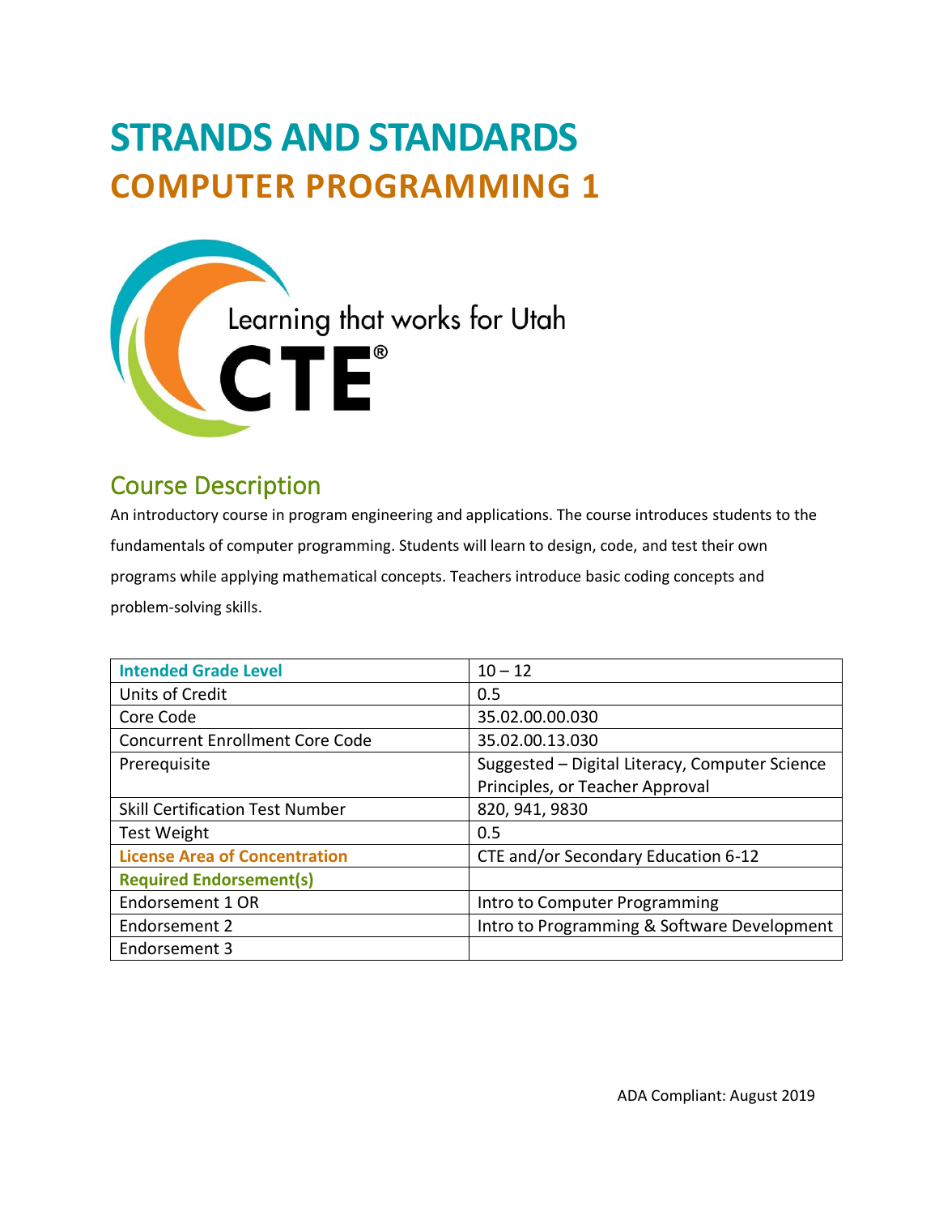# STRANDS AND STANDARDS
# COMPUTER PROGRAMMING 1

Learning that works for Utah

CTE®

## Course Description

An introductory course in program engineering and applications. The course introduces students to the fundamentals of computer programming. Students will learn to design, code, and test their own programs while applying mathematical concepts. Teachers introduce basic coding concepts and problem-solving skills.

| Intended Grade Level | 10 – 12 |
|---|---|
| Units of Credit | 0.5 |
| Core Code | 35.02.00.00.030 |
| Concurrent Enrollment Core Code | 35.02.00.13.030 |
| Prerequisite | Suggested – Digital Literacy, Computer Science Principles, or Teacher Approval |
| Skill Certification Test Number | 820, 941, 9830 |
| Test Weight | 0.5 |
| License Area of Concentration | CTE and/or Secondary Education 6-12 |
| Required Endorsement(s) | |
| Endorsement 1 OR | Intro to Computer Programming |
| Endorsement 2 | Intro to Programming & Software Development |
| Endorsement 3 | |

ADA Compliant: August 2019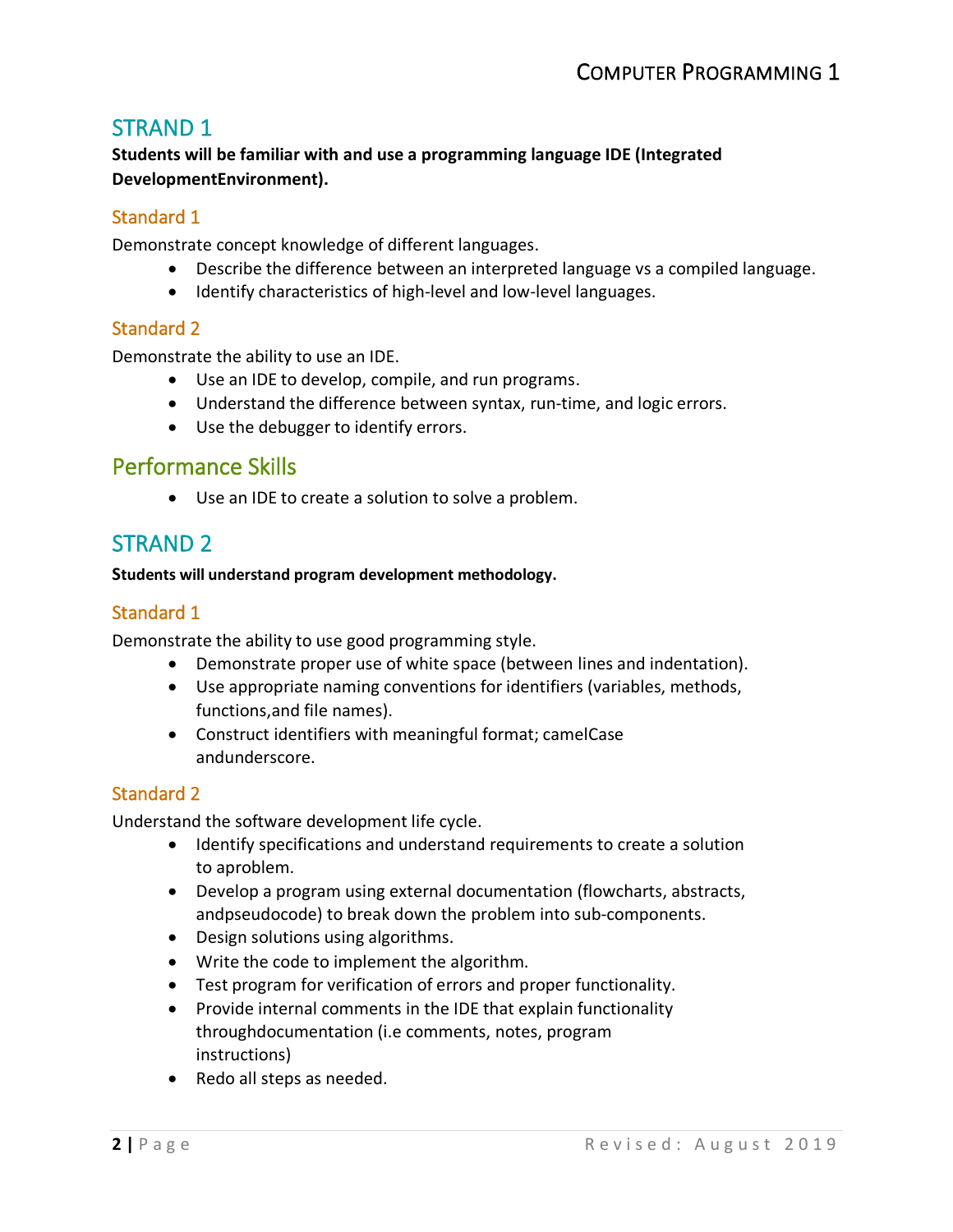## STRAND 1

**Students will be familiar with and use a programming language IDE (Integrated DevelopmentEnvironment).**

### Standard 1

Demonstrate concept knowledge of different languages.

- Describe the difference between an interpreted language vs a compiled language.
- Identify characteristics of high-level and low-level languages.

### Standard 2

Demonstrate the ability to use an IDE.

- Use an IDE to develop, compile, and run programs.
- Understand the difference between syntax, run-time, and logic errors.
- Use the debugger to identify errors.

## Performance Skills

- Use an IDE to create a solution to solve a problem.

## STRAND 2

**Students will understand program development methodology.**

### Standard 1

Demonstrate the ability to use good programming style.

- Demonstrate proper use of white space (between lines and indentation).
- Use appropriate naming conventions for identifiers (variables, methods, functions,and file names).
- Construct identifiers with meaningful format; camelCase andunderscore.

### Standard 2

Understand the software development life cycle.

- Identify specifications and understand requirements to create a solution to aproblem.
- Develop a program using external documentation (flowcharts, abstracts, andpseudocode) to break down the problem into sub-components.
- Design solutions using algorithms.
- Write the code to implement the algorithm.
- Test program for verification of errors and proper functionality.
- Provide internal comments in the IDE that explain functionality throughdocumentation (i.e comments, notes, program instructions)
- Redo all steps as needed.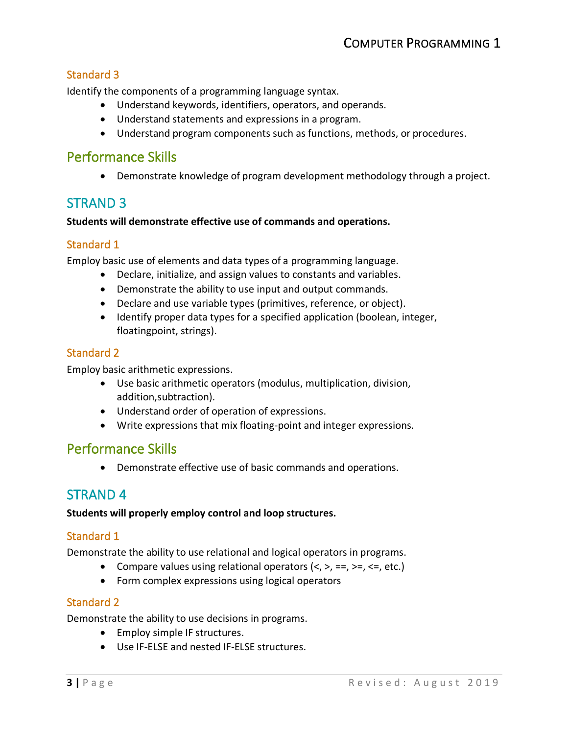### Standard 3

Identify the components of a programming language syntax.

- Understand keywords, identifiers, operators, and operands.
- Understand statements and expressions in a program.
- Understand program components such as functions, methods, or procedures.

## Performance Skills

- Demonstrate knowledge of program development methodology through a project.

## STRAND 3

**Students will demonstrate effective use of commands and operations.**

### Standard 1

Employ basic use of elements and data types of a programming language.

- Declare, initialize, and assign values to constants and variables.
- Demonstrate the ability to use input and output commands.
- Declare and use variable types (primitives, reference, or object).
- Identify proper data types for a specified application (boolean, integer, floatingpoint, strings).

### Standard 2

Employ basic arithmetic expressions.

- Use basic arithmetic operators (modulus, multiplication, division, addition,subtraction).
- Understand order of operation of expressions.
- Write expressions that mix floating-point and integer expressions.

## Performance Skills

- Demonstrate effective use of basic commands and operations.

## STRAND 4

**Students will properly employ control and loop structures.**

### Standard 1

Demonstrate the ability to use relational and logical operators in programs.

- Compare values using relational operators (<, >, ==, >=, <=, etc.)
- Form complex expressions using logical operators

### Standard 2

Demonstrate the ability to use decisions in programs.

- Employ simple IF structures.
- Use IF-ELSE and nested IF-ELSE structures.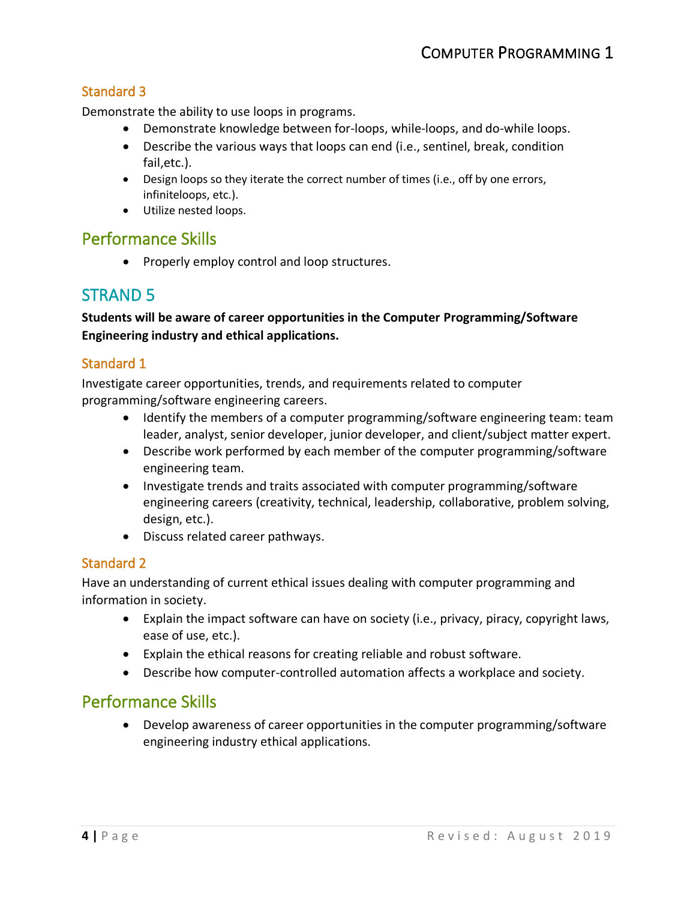### Standard 3

Demonstrate the ability to use loops in programs.

- Demonstrate knowledge between for-loops, while-loops, and do-while loops.
- Describe the various ways that loops can end (i.e., sentinel, break, condition fail,etc.).
- Design loops so they iterate the correct number of times (i.e., off by one errors, infiniteloops, etc.).
- Utilize nested loops.

## Performance Skills

- Properly employ control and loop structures.

# STRAND 5

**Students will be aware of career opportunities in the Computer Programming/Software Engineering industry and ethical applications.**

### Standard 1

Investigate career opportunities, trends, and requirements related to computer programming/software engineering careers.

- Identify the members of a computer programming/software engineering team: team leader, analyst, senior developer, junior developer, and client/subject matter expert.
- Describe work performed by each member of the computer programming/software engineering team.
- Investigate trends and traits associated with computer programming/software engineering careers (creativity, technical, leadership, collaborative, problem solving, design, etc.).
- Discuss related career pathways.

### Standard 2

Have an understanding of current ethical issues dealing with computer programming and information in society.

- Explain the impact software can have on society (i.e., privacy, piracy, copyright laws, ease of use, etc.).
- Explain the ethical reasons for creating reliable and robust software.
- Describe how computer-controlled automation affects a workplace and society.

## Performance Skills

- Develop awareness of career opportunities in the computer programming/software engineering industry ethical applications.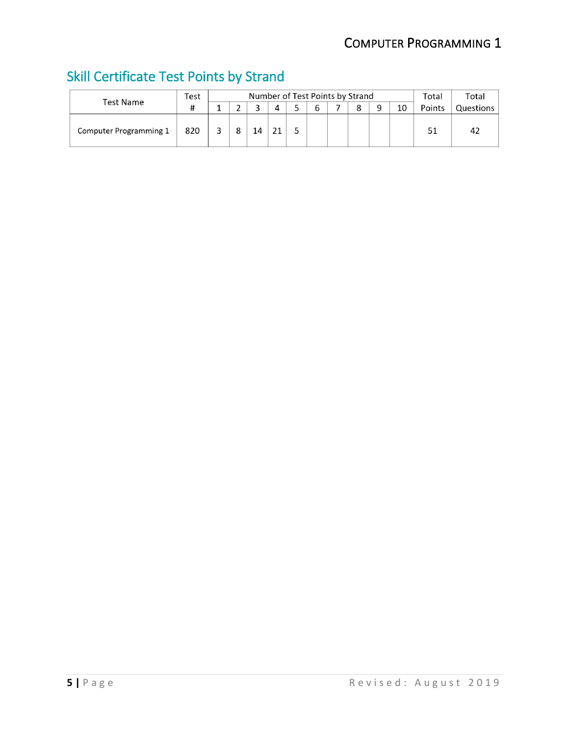## Skill Certificate Test Points by Strand

| Test Name | Test # | Number of Test Points by Strand | | | | | | | | | | Total Points | Total Questions |
|---|---|---|---|---|---|---|---|---|---|---|---|---|---|
| | | 1 | 2 | 3 | 4 | 5 | 6 | 7 | 8 | 9 | 10 | | |
| Computer Programming 1 | 820 | 3 | 8 | 14 | 21 | 5 | | | | | | 51 | 42 |